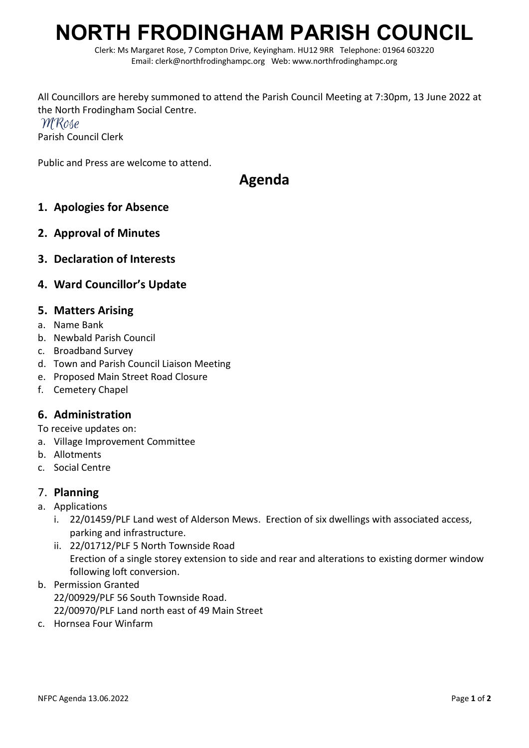# NORTH FRODINGHAM PARISH COUNCIL

Clerk: Ms Margaret Rose, 7 Compton Drive, Keyingham. HU12 9RR Telephone: 01964 603220
Email: clerk@northfrodinghampc.org Web: www.northfrodinghampc.org

All Councillors are hereby summoned to attend the Parish Council Meeting at 7:30pm, 13 June 2022 at the North Frodingham Social Centre.

*MRose*
Parish Council Clerk

Public and Press are welcome to attend.

## Agenda

### 1. Apologies for Absence

### 2. Approval of Minutes

### 3. Declaration of Interests

### 4. Ward Councillor's Update

### 5. Matters Arising

a. Name Bank
b. Newbald Parish Council
c. Broadband Survey
d. Town and Parish Council Liaison Meeting
e. Proposed Main Street Road Closure
f. Cemetery Chapel

### 6. Administration

To receive updates on:

a. Village Improvement Committee
b. Allotments
c. Social Centre

### 7. Planning

a. Applications
   i. 22/01459/PLF Land west of Alderson Mews. Erection of six dwellings with associated access, parking and infrastructure.
   ii. 22/01712/PLF 5 North Townside Road
   Erection of a single storey extension to side and rear and alterations to existing dormer window following loft conversion.
b. Permission Granted
   22/00929/PLF 56 South Townside Road.
   22/00970/PLF Land north east of 49 Main Street
c. Hornsea Four Winfarm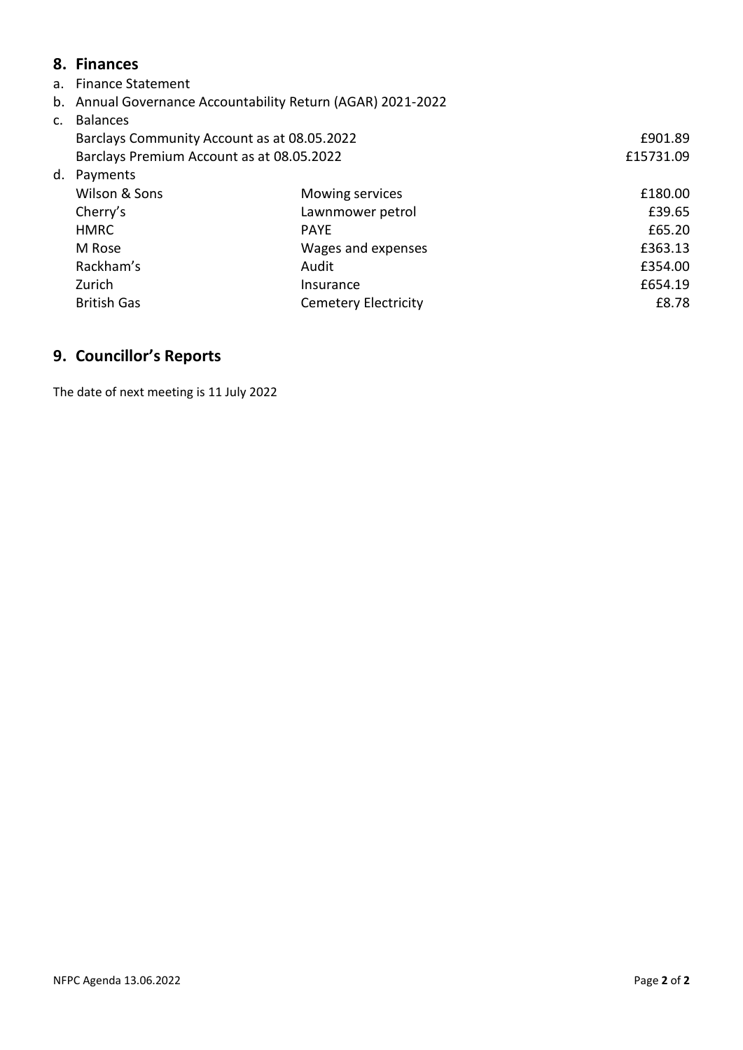## 8. Finances

a. Finance Statement

b. Annual Governance Accountability Return (AGAR) 2021-2022

c. Balances

| | | |
|---|---|---|
| Barclays Community Account as at 08.05.2022 | | £901.89 |
| Barclays Premium Account as at 08.05.2022 | | £15731.09 |

d. Payments

| | | |
|---|---|---|
| Wilson & Sons | Mowing services | £180.00 |
| Cherry's | Lawnmower petrol | £39.65 |
| HMRC | PAYE | £65.20 |
| M Rose | Wages and expenses | £363.13 |
| Rackham's | Audit | £354.00 |
| Zurich | Insurance | £654.19 |
| British Gas | Cemetery Electricity | £8.78 |

## 9. Councillor's Reports

The date of next meeting is 11 July 2022